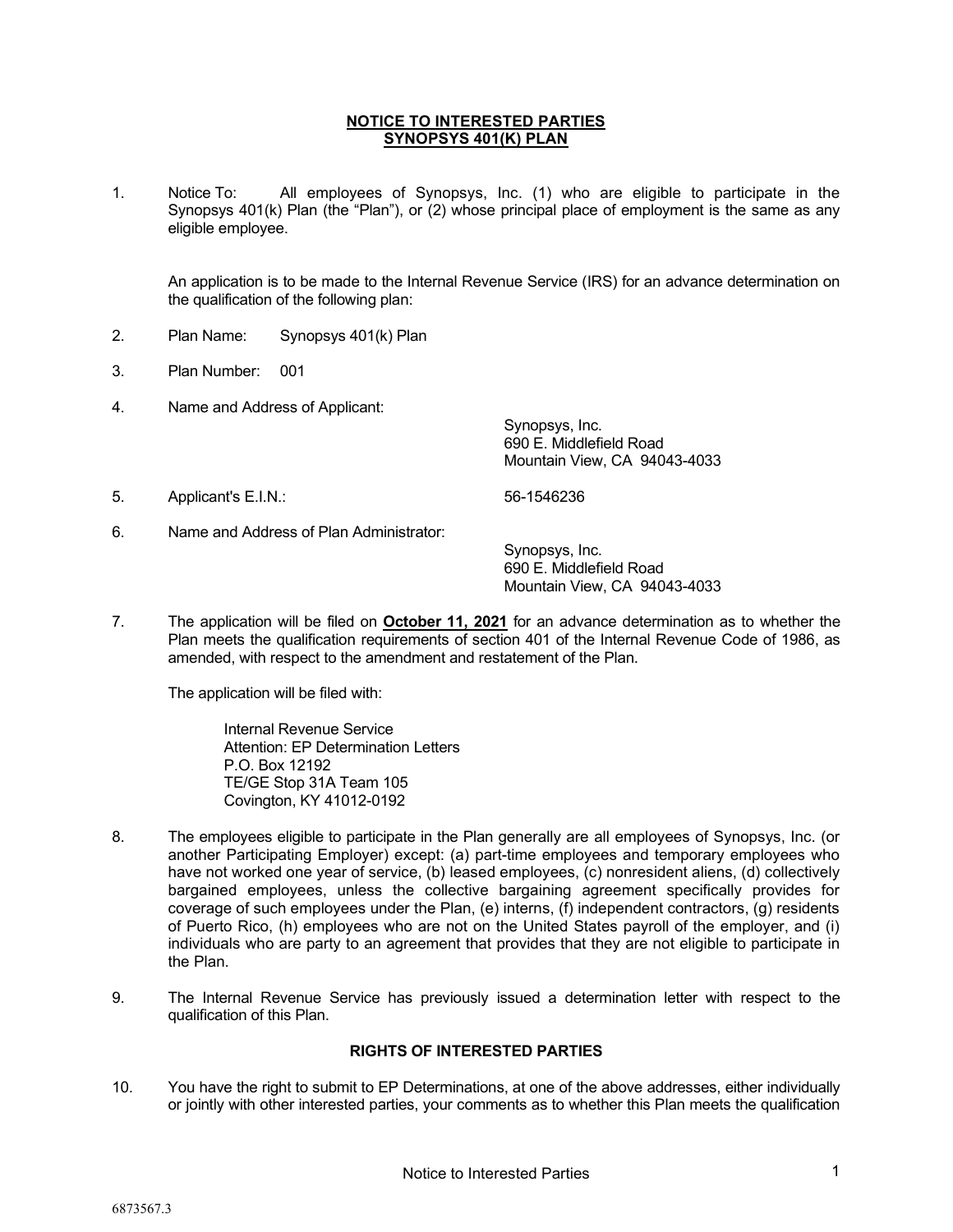## NOTICE TO INTERESTED PARTIES
## SYNOPSYS 401(K) PLAN

1. Notice To: All employees of Synopsys, Inc. (1) who are eligible to participate in the Synopsys 401(k) Plan (the "Plan"), or (2) whose principal place of employment is the same as any eligible employee.

   An application is to be made to the Internal Revenue Service (IRS) for an advance determination on the qualification of the following plan:

2. Plan Name: Synopsys 401(k) Plan

3. Plan Number: 001

4. Name and Address of Applicant:

   Synopsys, Inc.
   690 E. Middlefield Road
   Mountain View, CA 94043-4033

5. Applicant's E.I.N.: 56-1546236

6. Name and Address of Plan Administrator:

   Synopsys, Inc.
   690 E. Middlefield Road
   Mountain View, CA 94043-4033

7. The application will be filed on **October 11, 2021** for an advance determination as to whether the Plan meets the qualification requirements of section 401 of the Internal Revenue Code of 1986, as amended, with respect to the amendment and restatement of the Plan.

   The application will be filed with:

   Internal Revenue Service
   Attention: EP Determination Letters
   P.O. Box 12192
   TE/GE Stop 31A Team 105
   Covington, KY 41012-0192

8. The employees eligible to participate in the Plan generally are all employees of Synopsys, Inc. (or another Participating Employer) except: (a) part-time employees and temporary employees who have not worked one year of service, (b) leased employees, (c) nonresident aliens, (d) collectively bargained employees, unless the collective bargaining agreement specifically provides for coverage of such employees under the Plan, (e) interns, (f) independent contractors, (g) residents of Puerto Rico, (h) employees who are not on the United States payroll of the employer, and (i) individuals who are party to an agreement that provides that they are not eligible to participate in the Plan.

9. The Internal Revenue Service has previously issued a determination letter with respect to the qualification of this Plan.

### RIGHTS OF INTERESTED PARTIES

10. You have the right to submit to EP Determinations, at one of the above addresses, either individually or jointly with other interested parties, your comments as to whether this Plan meets the qualification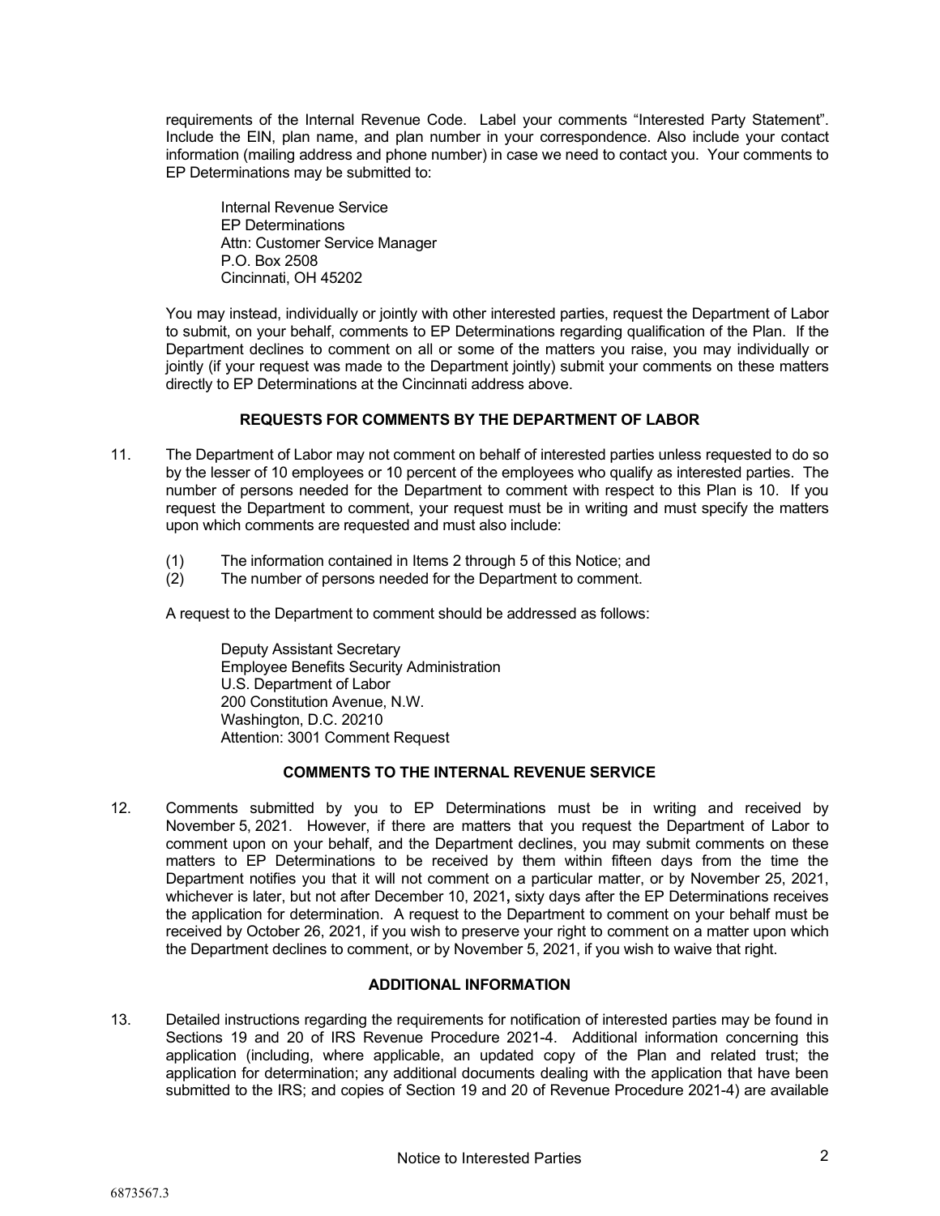requirements of the Internal Revenue Code. Label your comments "Interested Party Statement". Include the EIN, plan name, and plan number in your correspondence. Also include your contact information (mailing address and phone number) in case we need to contact you. Your comments to EP Determinations may be submitted to:

> Internal Revenue Service
> EP Determinations
> Attn: Customer Service Manager
> P.O. Box 2508
> Cincinnati, OH 45202

You may instead, individually or jointly with other interested parties, request the Department of Labor to submit, on your behalf, comments to EP Determinations regarding qualification of the Plan. If the Department declines to comment on all or some of the matters you raise, you may individually or jointly (if your request was made to the Department jointly) submit your comments on these matters directly to EP Determinations at the Cincinnati address above.

**REQUESTS FOR COMMENTS BY THE DEPARTMENT OF LABOR**

11. The Department of Labor may not comment on behalf of interested parties unless requested to do so by the lesser of 10 employees or 10 percent of the employees who qualify as interested parties. The number of persons needed for the Department to comment with respect to this Plan is 10. If you request the Department to comment, your request must be in writing and must specify the matters upon which comments are requested and must also include:

    (1) The information contained in Items 2 through 5 of this Notice; and
    (2) The number of persons needed for the Department to comment.

    A request to the Department to comment should be addressed as follows:

    > Deputy Assistant Secretary
    > Employee Benefits Security Administration
    > U.S. Department of Labor
    > 200 Constitution Avenue, N.W.
    > Washington, D.C. 20210
    > Attention: 3001 Comment Request

**COMMENTS TO THE INTERNAL REVENUE SERVICE**

12. Comments submitted by you to EP Determinations must be in writing and received by November 5, 2021. However, if there are matters that you request the Department of Labor to comment upon on your behalf, and the Department declines, you may submit comments on these matters to EP Determinations to be received by them within fifteen days from the time the Department notifies you that it will not comment on a particular matter, or by November 25, 2021, whichever is later, but not after December 10, 2021**,** sixty days after the EP Determinations receives the application for determination. A request to the Department to comment on your behalf must be received by October 26, 2021, if you wish to preserve your right to comment on a matter upon which the Department declines to comment, or by November 5, 2021, if you wish to waive that right.

**ADDITIONAL INFORMATION**

13. Detailed instructions regarding the requirements for notification of interested parties may be found in Sections 19 and 20 of IRS Revenue Procedure 2021-4. Additional information concerning this application (including, where applicable, an updated copy of the Plan and related trust; the application for determination; any additional documents dealing with the application that have been submitted to the IRS; and copies of Section 19 and 20 of Revenue Procedure 2021-4) are available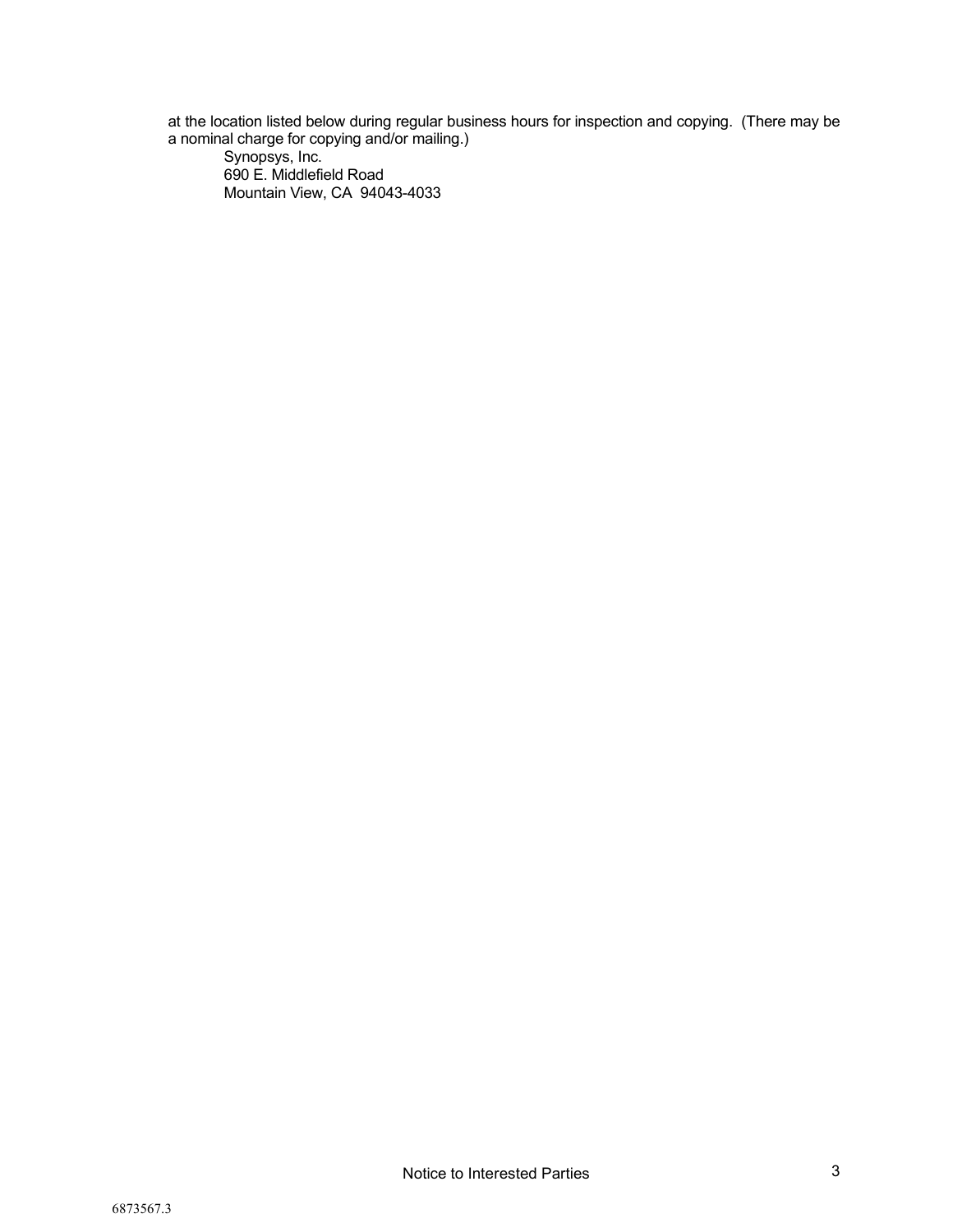at the location listed below during regular business hours for inspection and copying. (There may be a nominal charge for copying and/or mailing.)

Synopsys, Inc.
690 E. Middlefield Road
Mountain View, CA 94043-4033